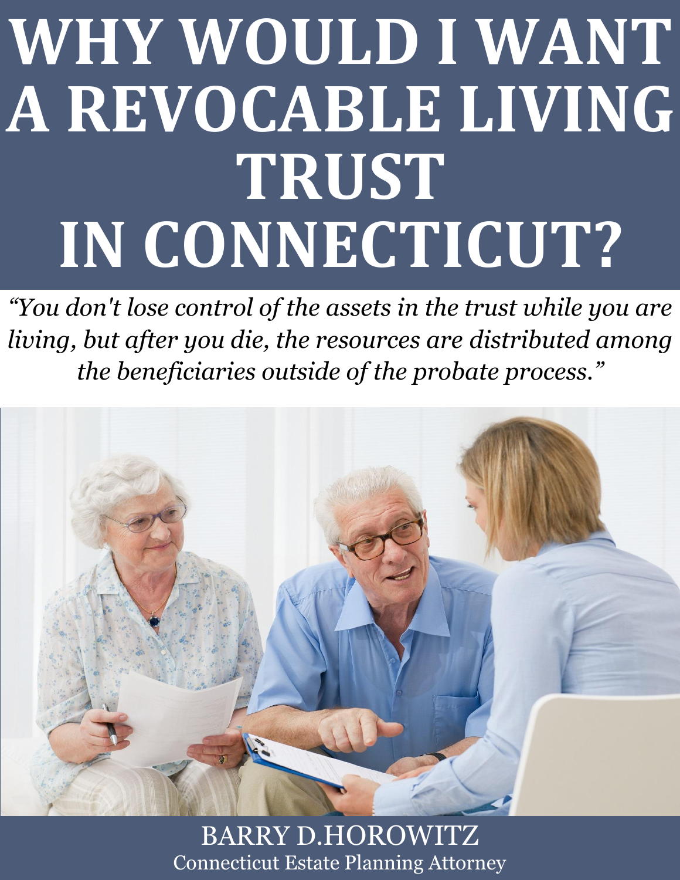# WHY WOULD I WANT A REVOCABLE LIVING TRUST IN CONNECTICUT?

*"You don't lose control of the assets in the trust while you are living, but after you die, the resources are distributed among the beneficiaries outside of the probate process."*

BARRY D.HOROWITZ

Connecticut Estate Planning Attorney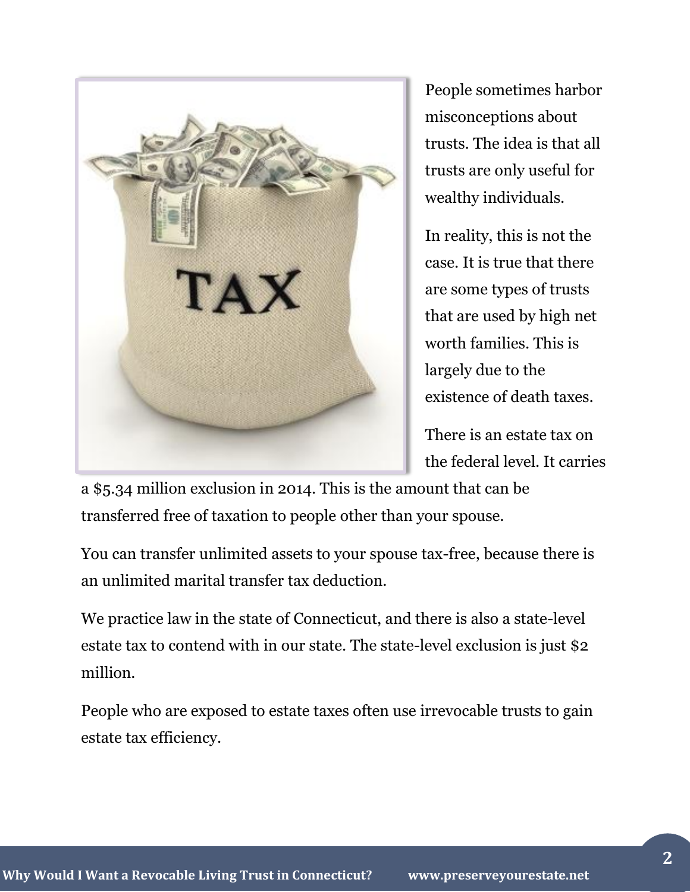People sometimes harbor misconceptions about trusts. The idea is that all trusts are only useful for wealthy individuals.

In reality, this is not the case. It is true that there are some types of trusts that are used by high net worth families. This is largely due to the existence of death taxes.

There is an estate tax on the federal level. It carries a $5.34 million exclusion in 2014. This is the amount that can be transferred free of taxation to people other than your spouse.

You can transfer unlimited assets to your spouse tax-free, because there is an unlimited marital transfer tax deduction.

We practice law in the state of Connecticut, and there is also a state-level estate tax to contend with in our state. The state-level exclusion is just $2 million.

People who are exposed to estate taxes often use irrevocable trusts to gain estate tax efficiency.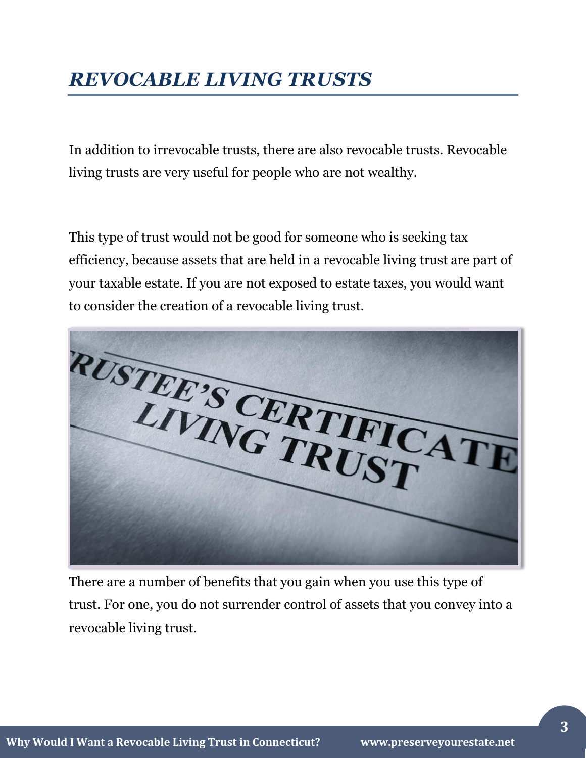# *REVOCABLE LIVING TRUSTS*

In addition to irrevocable trusts, there are also revocable trusts. Revocable living trusts are very useful for people who are not wealthy.

This type of trust would not be good for someone who is seeking tax efficiency, because assets that are held in a revocable living trust are part of your taxable estate. If you are not exposed to estate taxes, you would want to consider the creation of a revocable living trust.

There are a number of benefits that you gain when you use this type of trust. For one, you do not surrender control of assets that you convey into a revocable living trust.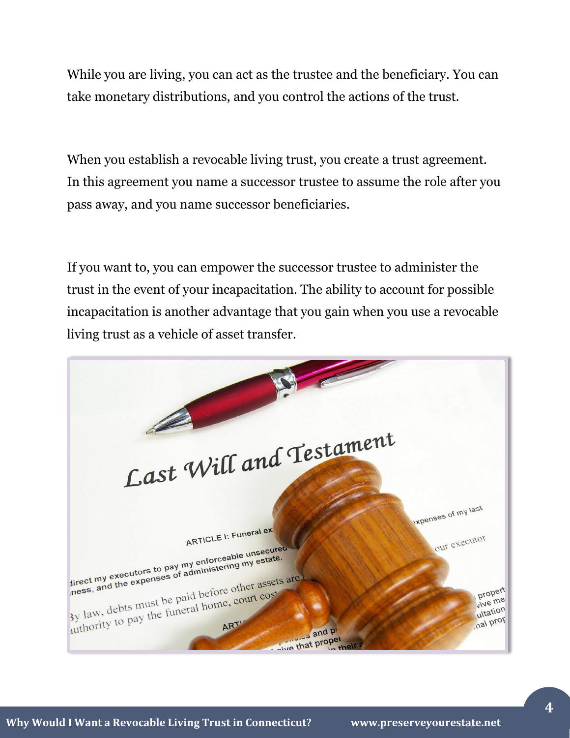While you are living, you can act as the trustee and the beneficiary. You can take monetary distributions, and you control the actions of the trust.

When you establish a revocable living trust, you create a trust agreement. In this agreement you name a successor trustee to assume the role after you pass away, and you name successor beneficiaries.

If you want to, you can empower the successor trustee to administer the trust in the event of your incapacitation. The ability to account for possible incapacitation is another advantage that you gain when you use a revocable living trust as a vehicle of asset transfer.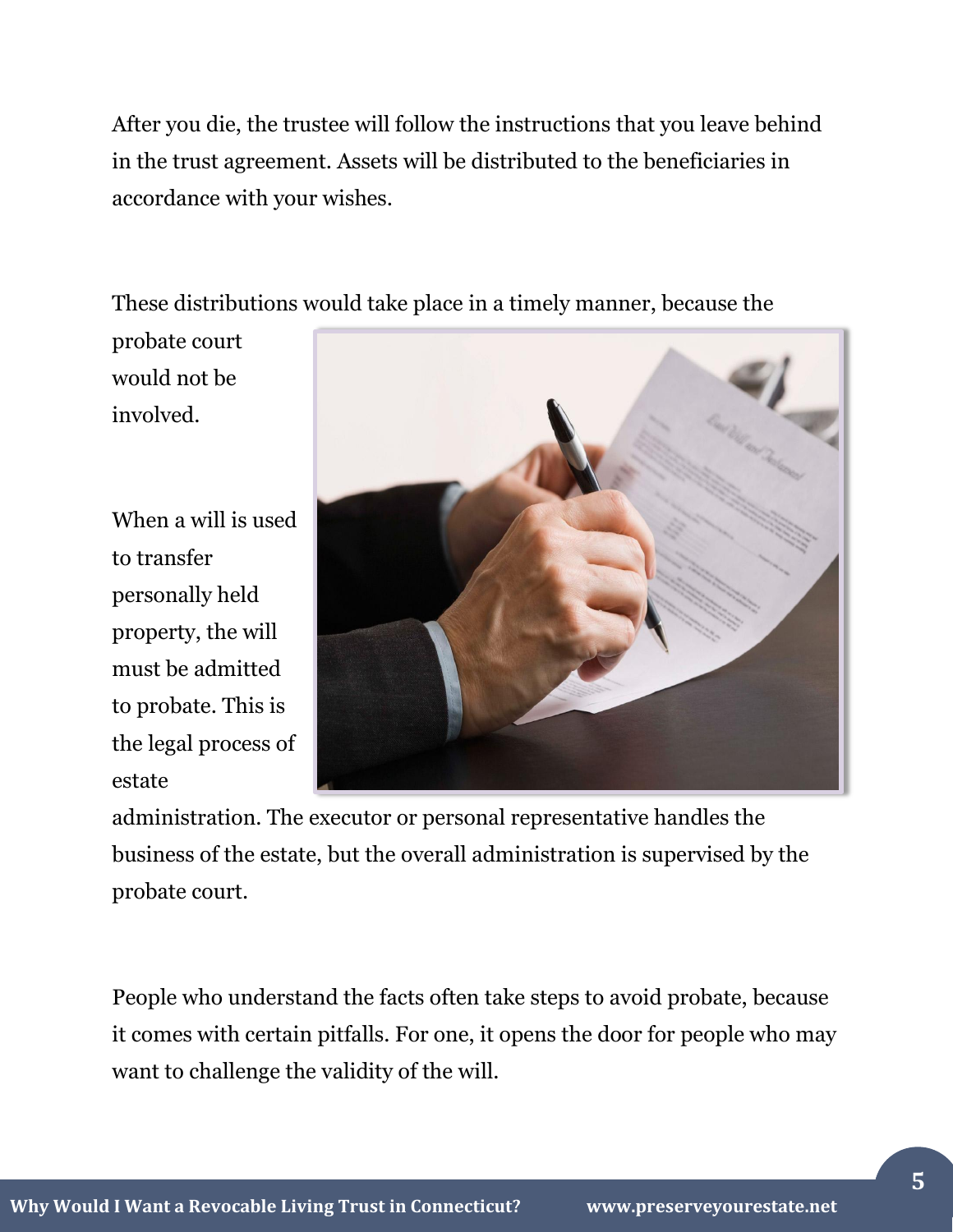After you die, the trustee will follow the instructions that you leave behind in the trust agreement. Assets will be distributed to the beneficiaries in accordance with your wishes.

These distributions would take place in a timely manner, because the probate court would not be involved.

When a will is used to transfer personally held property, the will must be admitted to probate. This is the legal process of estate administration. The executor or personal representative handles the business of the estate, but the overall administration is supervised by the probate court.

People who understand the facts often take steps to avoid probate, because it comes with certain pitfalls. For one, it opens the door for people who may want to challenge the validity of the will.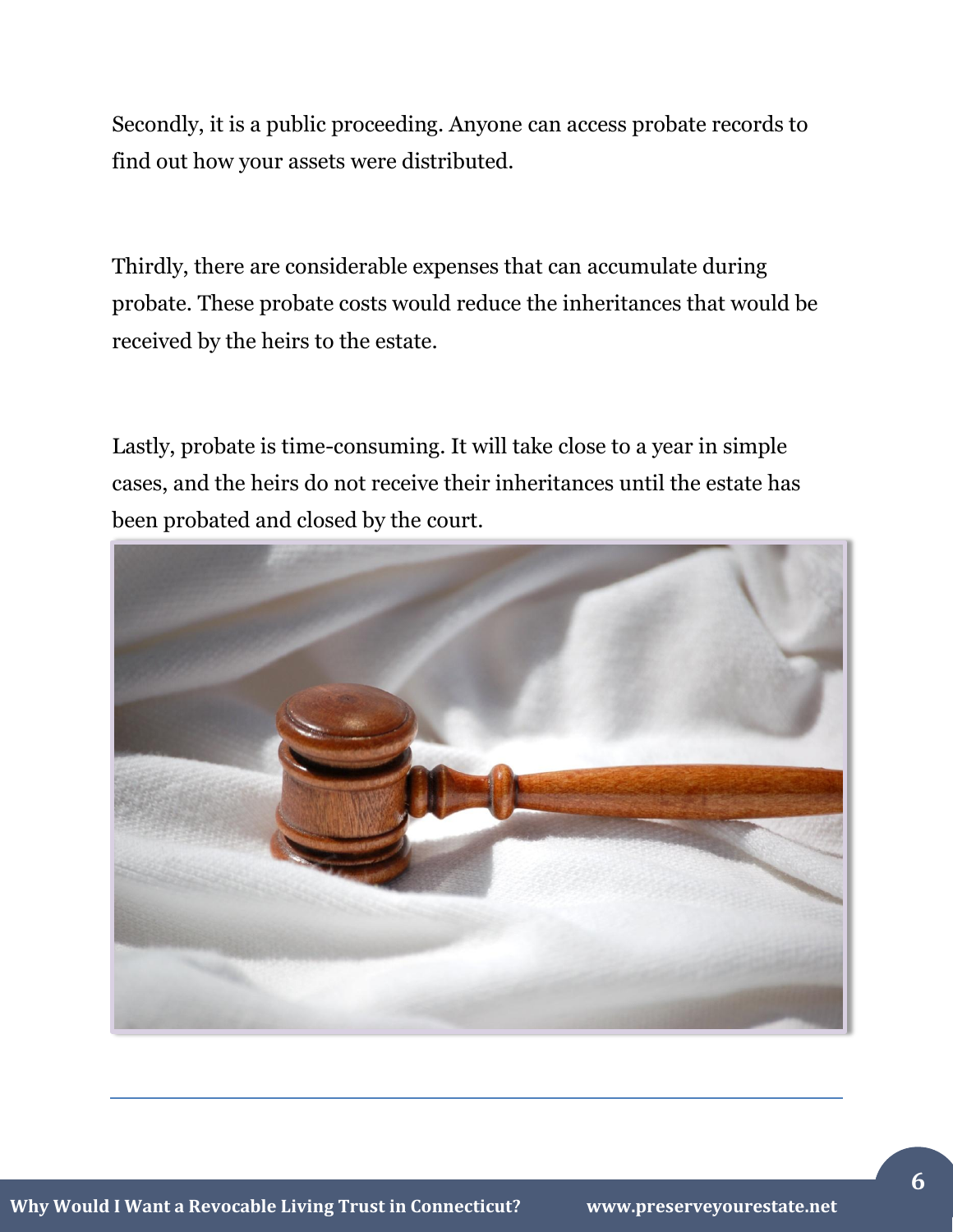Secondly, it is a public proceeding. Anyone can access probate records to find out how your assets were distributed.

Thirdly, there are considerable expenses that can accumulate during probate. These probate costs would reduce the inheritances that would be received by the heirs to the estate.

Lastly, probate is time-consuming. It will take close to a year in simple cases, and the heirs do not receive their inheritances until the estate has been probated and closed by the court.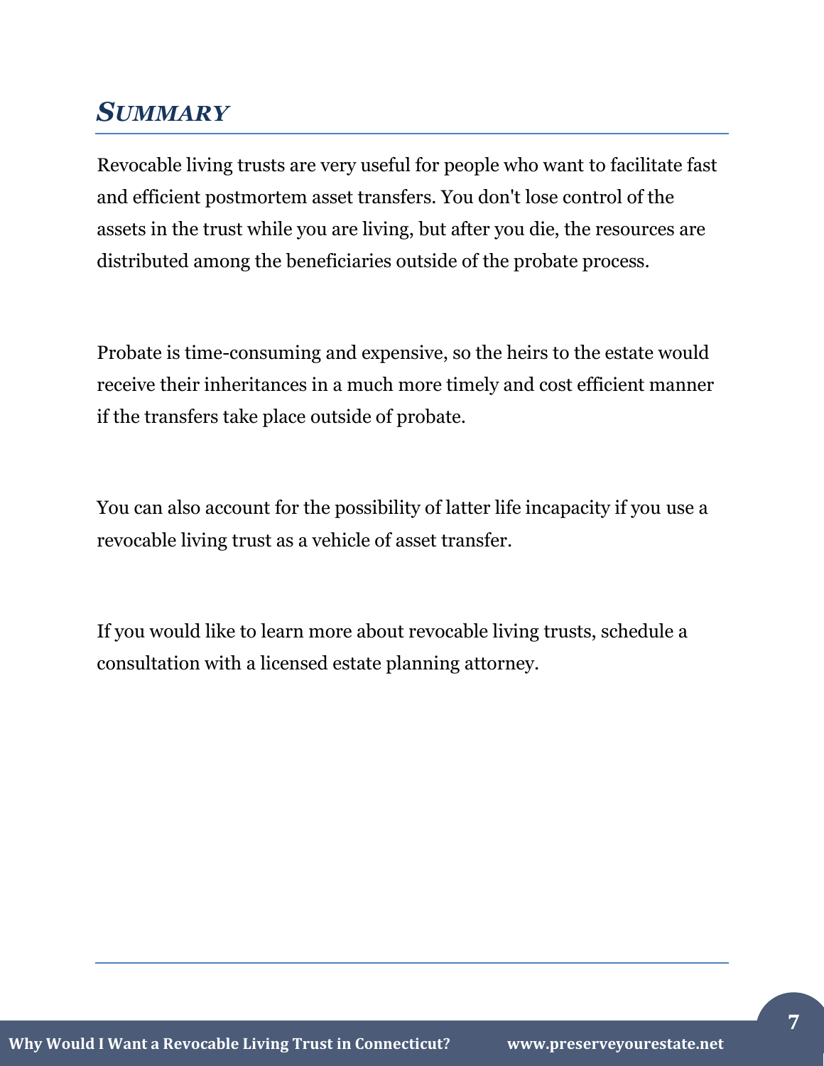## ***Summary***

Revocable living trusts are very useful for people who want to facilitate fast and efficient postmortem asset transfers. You don't lose control of the assets in the trust while you are living, but after you die, the resources are distributed among the beneficiaries outside of the probate process.

Probate is time-consuming and expensive, so the heirs to the estate would receive their inheritances in a much more timely and cost efficient manner if the transfers take place outside of probate.

You can also account for the possibility of latter life incapacity if you use a revocable living trust as a vehicle of asset transfer.

If you would like to learn more about revocable living trusts, schedule a consultation with a licensed estate planning attorney.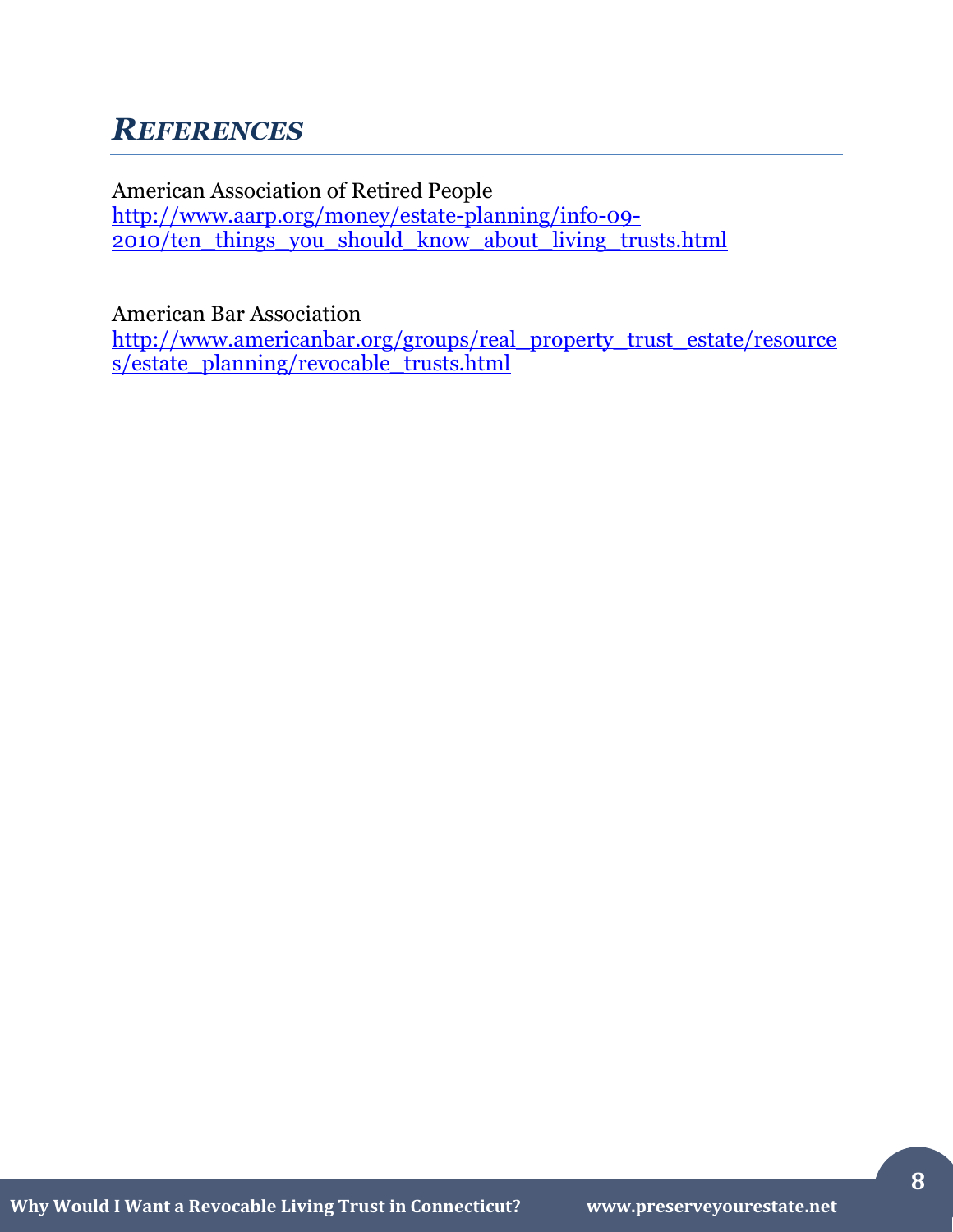## *REFERENCES*

American Association of Retired People
http://www.aarp.org/money/estate-planning/info-09-2010/ten_things_you_should_know_about_living_trusts.html

American Bar Association
http://www.americanbar.org/groups/real_property_trust_estate/resources/estate_planning/revocable_trusts.html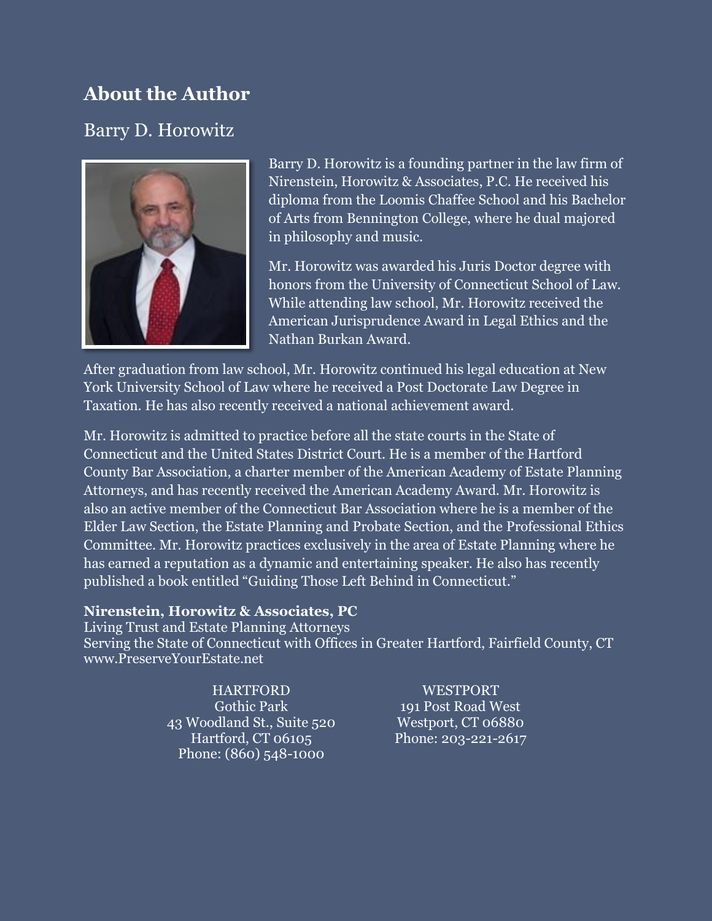## About the Author

### Barry D. Horowitz

Barry D. Horowitz is a founding partner in the law firm of Nirenstein, Horowitz & Associates, P.C. He received his diploma from the Loomis Chaffee School and his Bachelor of Arts from Bennington College, where he dual majored in philosophy and music.

Mr. Horowitz was awarded his Juris Doctor degree with honors from the University of Connecticut School of Law. While attending law school, Mr. Horowitz received the American Jurisprudence Award in Legal Ethics and the Nathan Burkan Award.

After graduation from law school, Mr. Horowitz continued his legal education at New York University School of Law where he received a Post Doctorate Law Degree in Taxation. He has also recently received a national achievement award.

Mr. Horowitz is admitted to practice before all the state courts in the State of Connecticut and the United States District Court. He is a member of the Hartford County Bar Association, a charter member of the American Academy of Estate Planning Attorneys, and has recently received the American Academy Award. Mr. Horowitz is also an active member of the Connecticut Bar Association where he is a member of the Elder Law Section, the Estate Planning and Probate Section, and the Professional Ethics Committee. Mr. Horowitz practices exclusively in the area of Estate Planning where he has earned a reputation as a dynamic and entertaining speaker. He also has recently published a book entitled "Guiding Those Left Behind in Connecticut."

**Nirenstein, Horowitz & Associates, PC**
Living Trust and Estate Planning Attorneys
Serving the State of Connecticut with Offices in Greater Hartford, Fairfield County, CT
www.PreserveYourEstate.net

HARTFORD
Gothic Park
43 Woodland St., Suite 520
Hartford, CT 06105
Phone: (860) 548-1000

WESTPORT
191 Post Road West
Westport, CT 06880
Phone: 203-221-2617